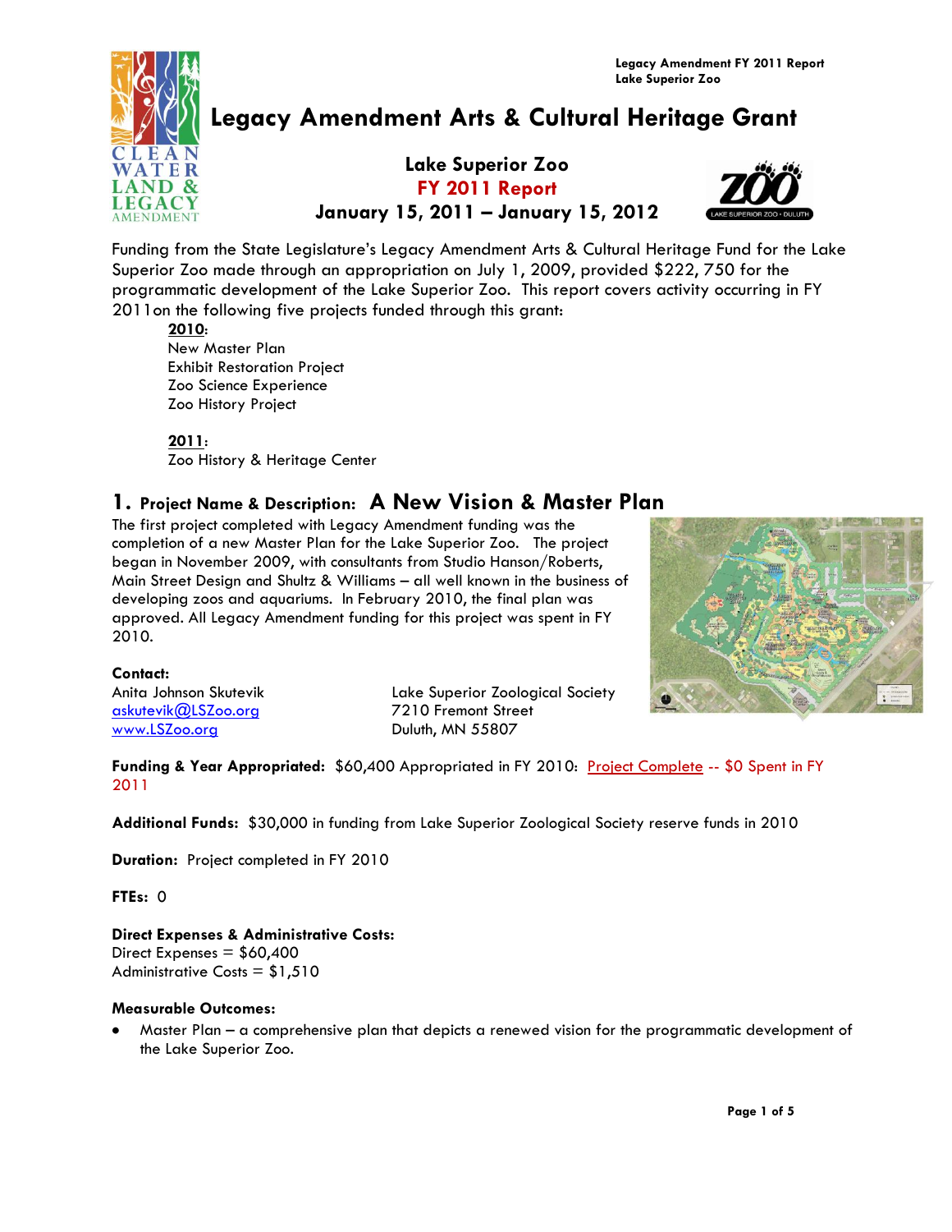# Legacy Amendment Arts & Cultural Heritage Grant

**Lake Superior Zoo**
**FY 2011 Report**
**January 15, 2011 – January 15, 2012**

Funding from the State Legislature's Legacy Amendment Arts & Cultural Heritage Fund for the Lake Superior Zoo made through an appropriation on July 1, 2009, provided $222, 750 for the programmatic development of the Lake Superior Zoo. This report covers activity occurring in FY 2011on the following five projects funded through this grant:

**2010**:
New Master Plan
Exhibit Restoration Project
Zoo Science Experience
Zoo History Project

**2011**:
Zoo History & Heritage Center

## 1. Project Name & Description: A New Vision & Master Plan

The first project completed with Legacy Amendment funding was the completion of a new Master Plan for the Lake Superior Zoo. The project began in November 2009, with consultants from Studio Hanson/Roberts, Main Street Design and Shultz & Williams – all well known in the business of developing zoos and aquariums. In February 2010, the final plan was approved. All Legacy Amendment funding for this project was spent in FY 2010.

**Contact:**
Anita Johnson Skutevik
askutevik@LSZoo.org
www.LSZoo.org

Lake Superior Zoological Society
7210 Fremont Street
Duluth, MN 55807

**Funding & Year Appropriated:** $60,400 Appropriated in FY 2010: Project Complete -- $0 Spent in FY 2011

**Additional Funds:** $30,000 in funding from Lake Superior Zoological Society reserve funds in 2010

**Duration:** Project completed in FY 2010

**FTEs:** 0

**Direct Expenses & Administrative Costs:**
Direct Expenses = $60,400
Administrative Costs = $1,510

**Measurable Outcomes:**

- Master Plan – a comprehensive plan that depicts a renewed vision for the programmatic development of the Lake Superior Zoo.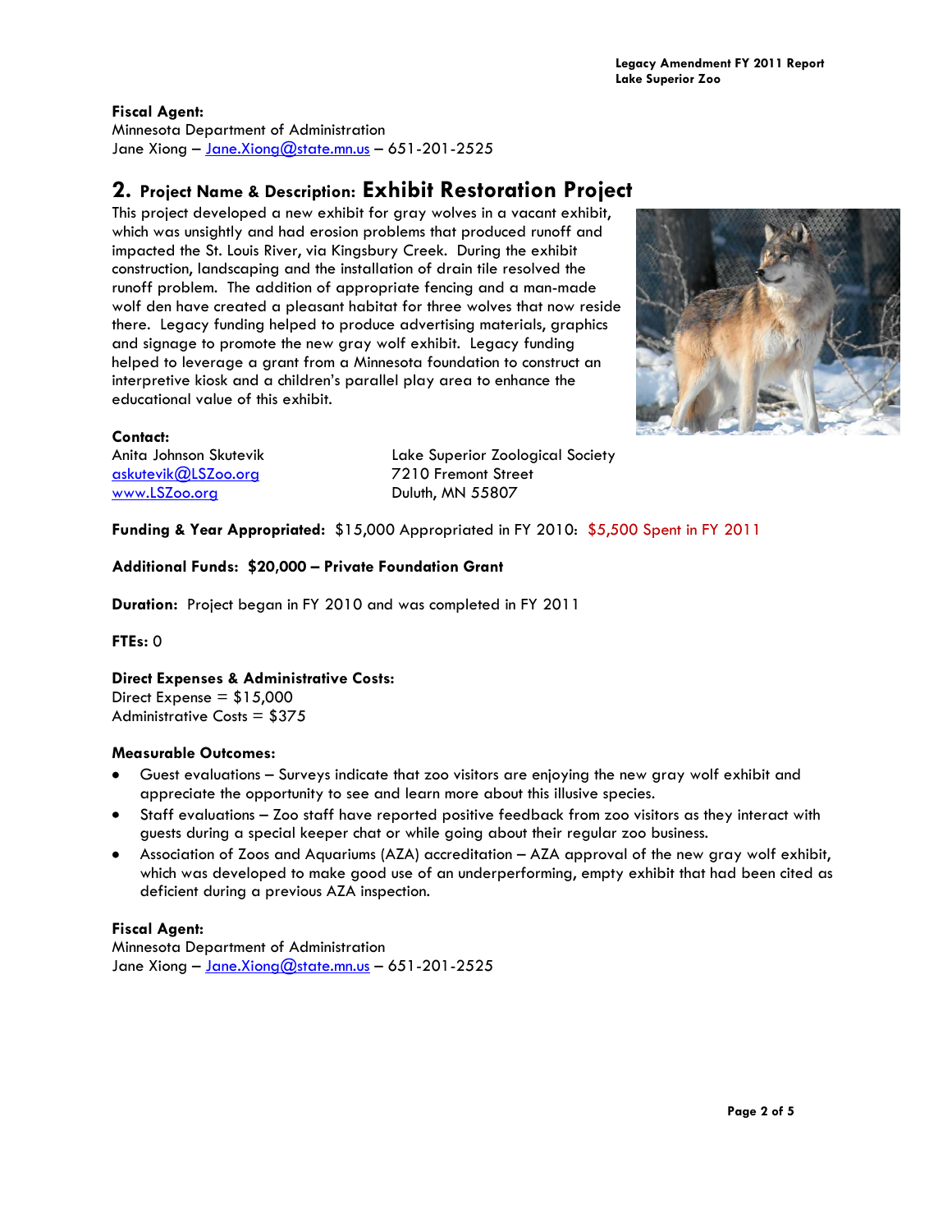**Fiscal Agent:**
Minnesota Department of Administration
Jane Xiong – Jane.Xiong@state.mn.us – 651-201-2525

## 2. Project Name & Description: Exhibit Restoration Project

This project developed a new exhibit for gray wolves in a vacant exhibit, which was unsightly and had erosion problems that produced runoff and impacted the St. Louis River, via Kingsbury Creek. During the exhibit construction, landscaping and the installation of drain tile resolved the runoff problem. The addition of appropriate fencing and a man-made wolf den have created a pleasant habitat for three wolves that now reside there. Legacy funding helped to produce advertising materials, graphics and signage to promote the new gray wolf exhibit. Legacy funding helped to leverage a grant from a Minnesota foundation to construct an interpretive kiosk and a children's parallel play area to enhance the educational value of this exhibit.

**Contact:**
Anita Johnson Skutevik
askutevik@LSZoo.org
www.LSZoo.org

Lake Superior Zoological Society
7210 Fremont Street
Duluth, MN 55807

**Funding & Year Appropriated:** $15,000 Appropriated in FY 2010: $5,500 Spent in FY 2011

**Additional Funds: $20,000 – Private Foundation Grant**

**Duration:** Project began in FY 2010 and was completed in FY 2011

**FTEs:** 0

**Direct Expenses & Administrative Costs:**
Direct Expense = $15,000
Administrative Costs = $375

**Measurable Outcomes:**

- Guest evaluations – Surveys indicate that zoo visitors are enjoying the new gray wolf exhibit and appreciate the opportunity to see and learn more about this illusive species.
- Staff evaluations – Zoo staff have reported positive feedback from zoo visitors as they interact with guests during a special keeper chat or while going about their regular zoo business.
- Association of Zoos and Aquariums (AZA) accreditation – AZA approval of the new gray wolf exhibit, which was developed to make good use of an underperforming, empty exhibit that had been cited as deficient during a previous AZA inspection.

**Fiscal Agent:**
Minnesota Department of Administration
Jane Xiong – Jane.Xiong@state.mn.us – 651-201-2525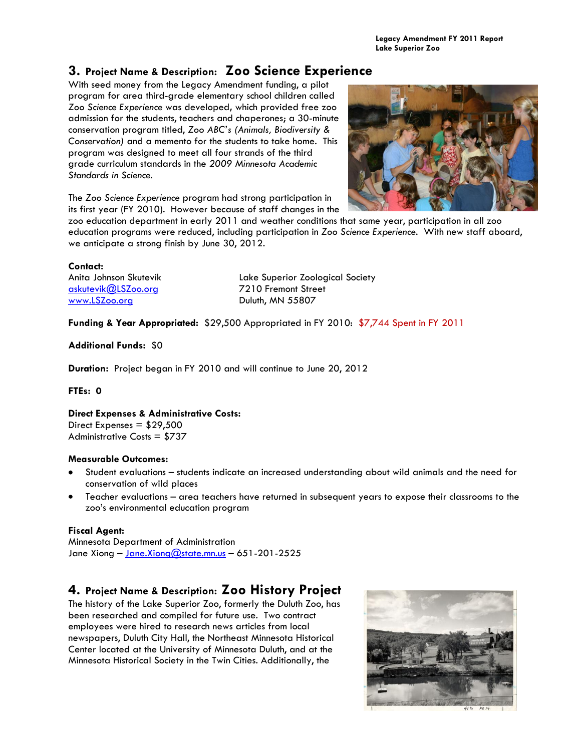## 3. Project Name & Description: Zoo Science Experience

With seed money from the Legacy Amendment funding, a pilot program for area third-grade elementary school children called *Zoo Science Experience* was developed, which provided free zoo admission for the students, teachers and chaperones; a 30-minute conservation program titled, *Zoo ABC's (Animals, Biodiversity & Conservation)* and a memento for the students to take home. This program was designed to meet all four strands of the third grade curriculum standards in the *2009 Minnesota Academic Standards in Science*.

The *Zoo Science Experience* program had strong participation in its first year (FY 2010). However because of staff changes in the zoo education department in early 2011 and weather conditions that same year, participation in all zoo education programs were reduced, including participation in *Zoo Science Experience*. With new staff aboard, we anticipate a strong finish by June 30, 2012.

**Contact:**

Anita Johnson Skutevik
askutevik@LSZoo.org
www.LSZoo.org

Lake Superior Zoological Society
7210 Fremont Street
Duluth, MN 55807

**Funding & Year Appropriated:** $29,500 Appropriated in FY 2010: $7,744 Spent in FY 2011

**Additional Funds:** $0

**Duration:** Project began in FY 2010 and will continue to June 20, 2012

**FTEs: 0**

**Direct Expenses & Administrative Costs:**
Direct Expenses = $29,500
Administrative Costs = $737

**Measurable Outcomes:**

- Student evaluations – students indicate an increased understanding about wild animals and the need for conservation of wild places
- Teacher evaluations – area teachers have returned in subsequent years to expose their classrooms to the zoo's environmental education program

**Fiscal Agent:**
Minnesota Department of Administration
Jane Xiong – Jane.Xiong@state.mn.us – 651-201-2525

## 4. Project Name & Description: Zoo History Project

The history of the Lake Superior Zoo, formerly the Duluth Zoo, has been researched and compiled for future use. Two contract employees were hired to research news articles from local newspapers, Duluth City Hall, the Northeast Minnesota Historical Center located at the University of Minnesota Duluth, and at the Minnesota Historical Society in the Twin Cities. Additionally, the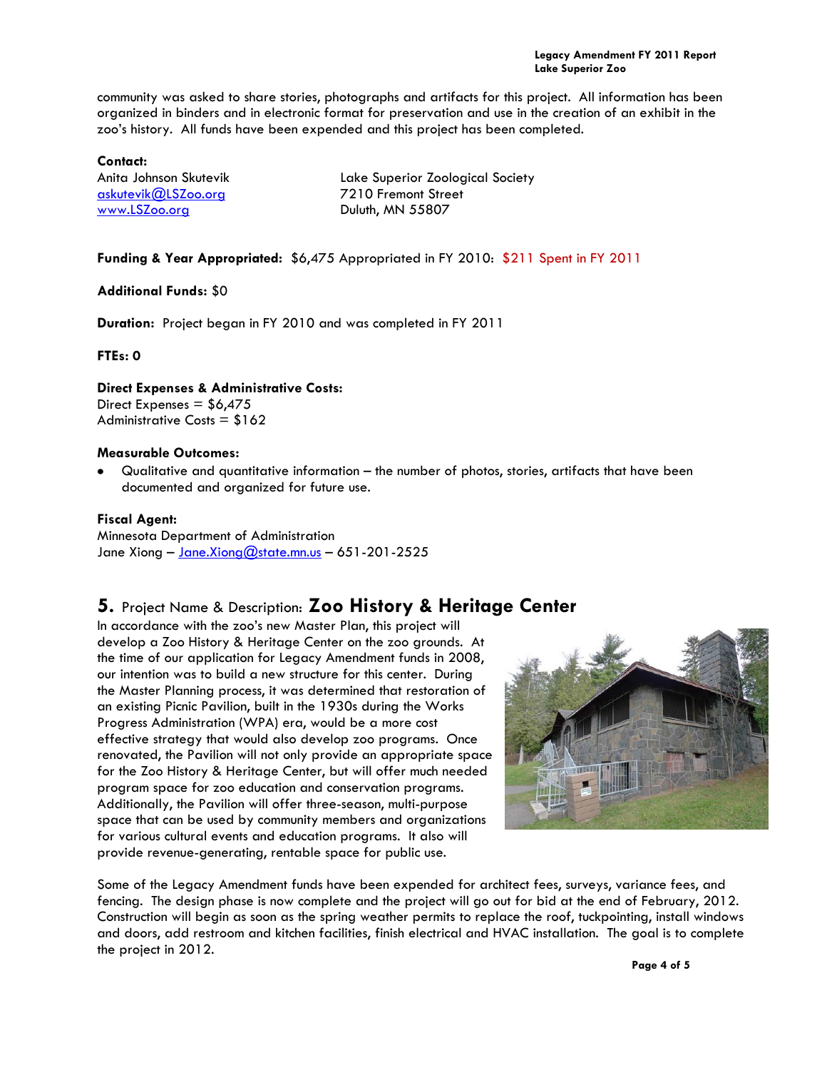community was asked to share stories, photographs and artifacts for this project. All information has been organized in binders and in electronic format for preservation and use in the creation of an exhibit in the zoo's history. All funds have been expended and this project has been completed.

**Contact:**
Anita Johnson Skutevik
askutevik@LSZoo.org
www.LSZoo.org

Lake Superior Zoological Society
7210 Fremont Street
Duluth, MN 55807

**Funding & Year Appropriated:** $6,475 Appropriated in FY 2010: $211 Spent in FY 2011

**Additional Funds:** $0

**Duration:** Project began in FY 2010 and was completed in FY 2011

**FTEs: 0**

**Direct Expenses & Administrative Costs:**
Direct Expenses = $6,475
Administrative Costs = $162

**Measurable Outcomes:**

- Qualitative and quantitative information – the number of photos, stories, artifacts that have been documented and organized for future use.

**Fiscal Agent:**
Minnesota Department of Administration
Jane Xiong – Jane.Xiong@state.mn.us – 651-201-2525

## 5. Project Name & Description: Zoo History & Heritage Center

In accordance with the zoo's new Master Plan, this project will develop a Zoo History & Heritage Center on the zoo grounds. At the time of our application for Legacy Amendment funds in 2008, our intention was to build a new structure for this center. During the Master Planning process, it was determined that restoration of an existing Picnic Pavilion, built in the 1930s during the Works Progress Administration (WPA) era, would be a more cost effective strategy that would also develop zoo programs. Once renovated, the Pavilion will not only provide an appropriate space for the Zoo History & Heritage Center, but will offer much needed program space for zoo education and conservation programs. Additionally, the Pavilion will offer three-season, multi-purpose space that can be used by community members and organizations for various cultural events and education programs. It also will provide revenue-generating, rentable space for public use.

Some of the Legacy Amendment funds have been expended for architect fees, surveys, variance fees, and fencing. The design phase is now complete and the project will go out for bid at the end of February, 2012. Construction will begin as soon as the spring weather permits to replace the roof, tuckpointing, install windows and doors, add restroom and kitchen facilities, finish electrical and HVAC installation. The goal is to complete the project in 2012.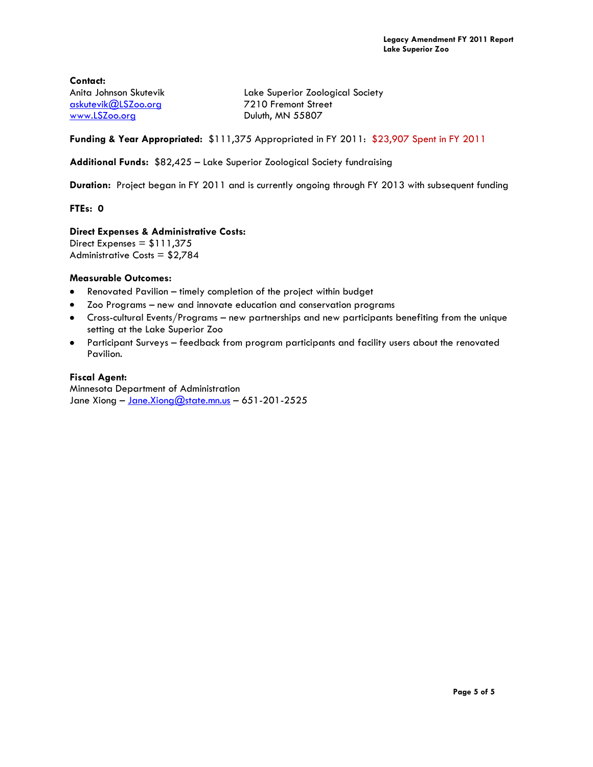**Contact:**

Anita Johnson Skutevik
askutevik@LSZoo.org
www.LSZoo.org

Lake Superior Zoological Society
7210 Fremont Street
Duluth, MN 55807

**Funding & Year Appropriated:** $111,375 Appropriated in FY 2011: $23,907 Spent in FY 2011

**Additional Funds:** $82,425 – Lake Superior Zoological Society fundraising

**Duration:** Project began in FY 2011 and is currently ongoing through FY 2013 with subsequent funding

**FTEs: 0**

**Direct Expenses & Administrative Costs:**
Direct Expenses = $111,375
Administrative Costs = $2,784

**Measurable Outcomes:**

- Renovated Pavilion – timely completion of the project within budget
- Zoo Programs – new and innovate education and conservation programs
- Cross-cultural Events/Programs – new partnerships and new participants benefiting from the unique setting at the Lake Superior Zoo
- Participant Surveys – feedback from program participants and facility users about the renovated Pavilion.

**Fiscal Agent:**
Minnesota Department of Administration
Jane Xiong – Jane.Xiong@state.mn.us – 651-201-2525